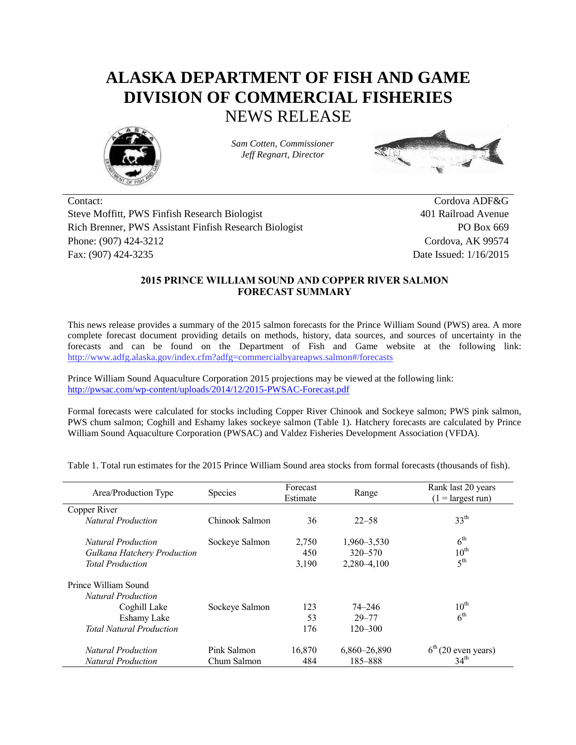# ALASKA DEPARTMENT OF FISH AND GAME
# DIVISION OF COMMERCIAL FISHERIES
## NEWS RELEASE

*Sam Cotten, Commissioner*
*Jeff Regnart, Director*

Contact:
Steve Moffitt, PWS Finfish Research Biologist
Rich Brenner, PWS Assistant Finfish Research Biologist
Phone: (907) 424-3212
Fax: (907) 424-3235

Cordova ADF&G
401 Railroad Avenue
PO Box 669
Cordova, AK 99574
Date Issued: 1/16/2015

### 2015 PRINCE WILLIAM SOUND AND COPPER RIVER SALMON FORECAST SUMMARY

This news release provides a summary of the 2015 salmon forecasts for the Prince William Sound (PWS) area. A more complete forecast document providing details on methods, history, data sources, and sources of uncertainty in the forecasts and can be found on the Department of Fish and Game website at the following link: http://www.adfg.alaska.gov/index.cfm?adfg=commercialbyareapws.salmon#/forecasts

Prince William Sound Aquaculture Corporation 2015 projections may be viewed at the following link: http://pwsac.com/wp-content/uploads/2014/12/2015-PWSAC-Forecast.pdf

Formal forecasts were calculated for stocks including Copper River Chinook and Sockeye salmon; PWS pink salmon, PWS chum salmon; Coghill and Eshamy lakes sockeye salmon (Table 1). Hatchery forecasts are calculated by Prince William Sound Aquaculture Corporation (PWSAC) and Valdez Fisheries Development Association (VFDA).

Table 1. Total run estimates for the 2015 Prince William Sound area stocks from formal forecasts (thousands of fish).

| Area/Production Type | Species | Forecast Estimate | Range | Rank last 20 years (1 = largest run) |
|---|---|---|---|---|
| Copper River | | | | |
| *Natural Production* | Chinook Salmon | 36 | 22–58 | 33th |
| *Natural Production* | Sockeye Salmon | 2,750 | 1,960–3,530 | 6th |
| *Gulkana Hatchery Production* | | 450 | 320–570 | 10th |
| *Total Production* | | 3,190 | 2,280–4,100 | 5th |
| Prince William Sound | | | | |
| *Natural Production* | | | | |
| Coghill Lake | Sockeye Salmon | 123 | 74–246 | 10th |
| Eshamy Lake | | 53 | 29–77 | 6th |
| *Total Natural Production* | | 176 | 120–300 | |
| *Natural Production* | Pink Salmon | 16,870 | 6,860–26,890 | 6th (20 even years) |
| *Natural Production* | Chum Salmon | 484 | 185–888 | 34th |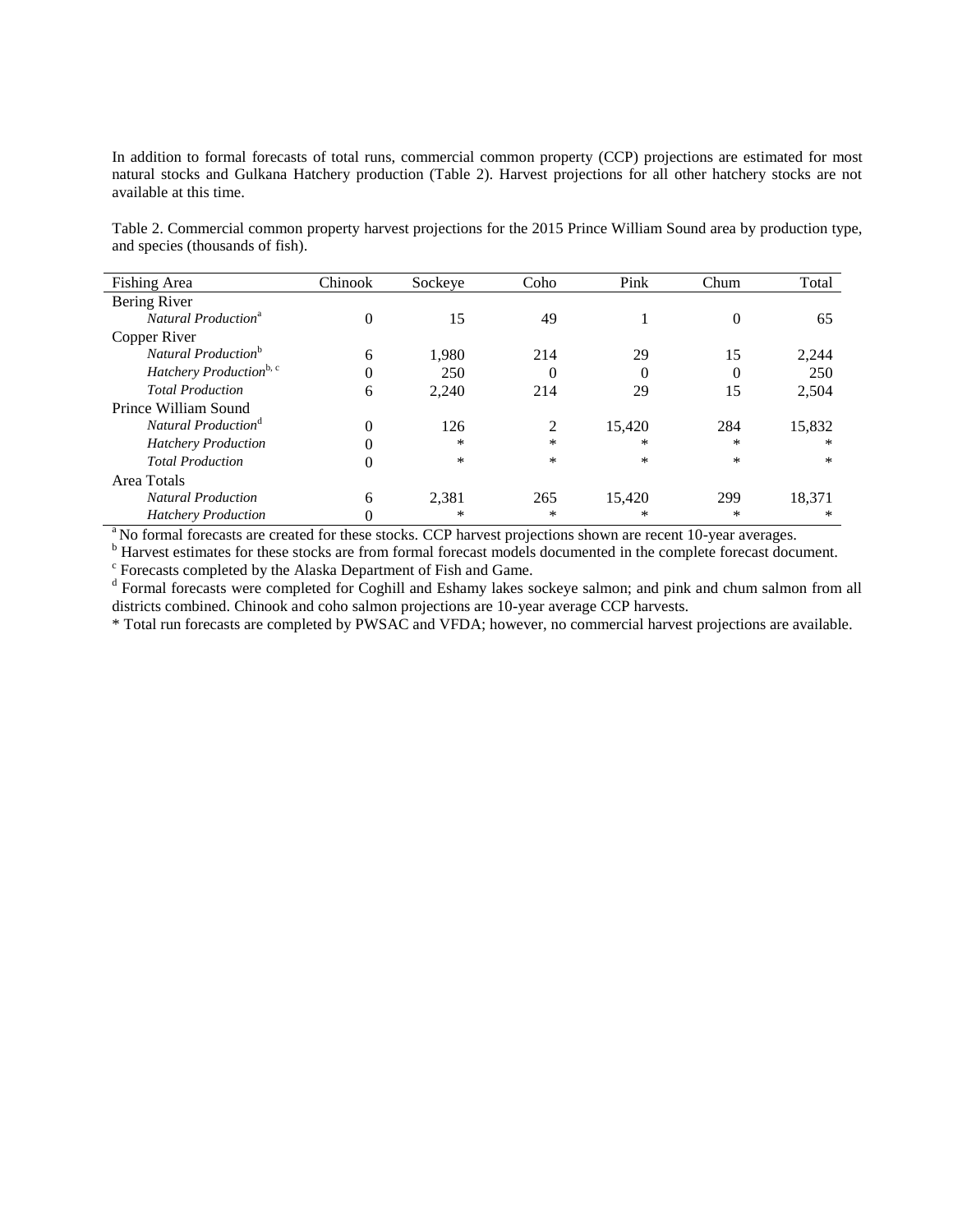In addition to formal forecasts of total runs, commercial common property (CCP) projections are estimated for most natural stocks and Gulkana Hatchery production (Table 2). Harvest projections for all other hatchery stocks are not available at this time.

Table 2. Commercial common property harvest projections for the 2015 Prince William Sound area by production type, and species (thousands of fish).

| Fishing Area | Chinook | Sockeye | Coho | Pink | Chum | Total |
|---|---|---|---|---|---|---|
| Bering River | | | | | | |
| *Natural Production*[a] | 0 | 15 | 49 | 1 | 0 | 65 |
| Copper River | | | | | | |
| *Natural Production*[b] | 6 | 1,980 | 214 | 29 | 15 | 2,244 |
| *Hatchery Production*[b, c] | 0 | 250 | 0 | 0 | 0 | 250 |
| *Total Production* | 6 | 2,240 | 214 | 29 | 15 | 2,504 |
| Prince William Sound | | | | | | |
| *Natural Production*[d] | 0 | 126 | 2 | 15,420 | 284 | 15,832 |
| *Hatchery Production* | 0 | * | * | * | * | * |
| *Total Production* | 0 | * | * | * | * | * |
| Area Totals | | | | | | |
| *Natural Production* | 6 | 2,381 | 265 | 15,420 | 299 | 18,371 |
| *Hatchery Production* | 0 | * | * | * | * | * |

[a] No formal forecasts are created for these stocks. CCP harvest projections shown are recent 10-year averages.

[b] Harvest estimates for these stocks are from formal forecast models documented in the complete forecast document.

[c] Forecasts completed by the Alaska Department of Fish and Game.

[d] Formal forecasts were completed for Coghill and Eshamy lakes sockeye salmon; and pink and chum salmon from all districts combined. Chinook and coho salmon projections are 10-year average CCP harvests.

* Total run forecasts are completed by PWSAC and VFDA; however, no commercial harvest projections are available.